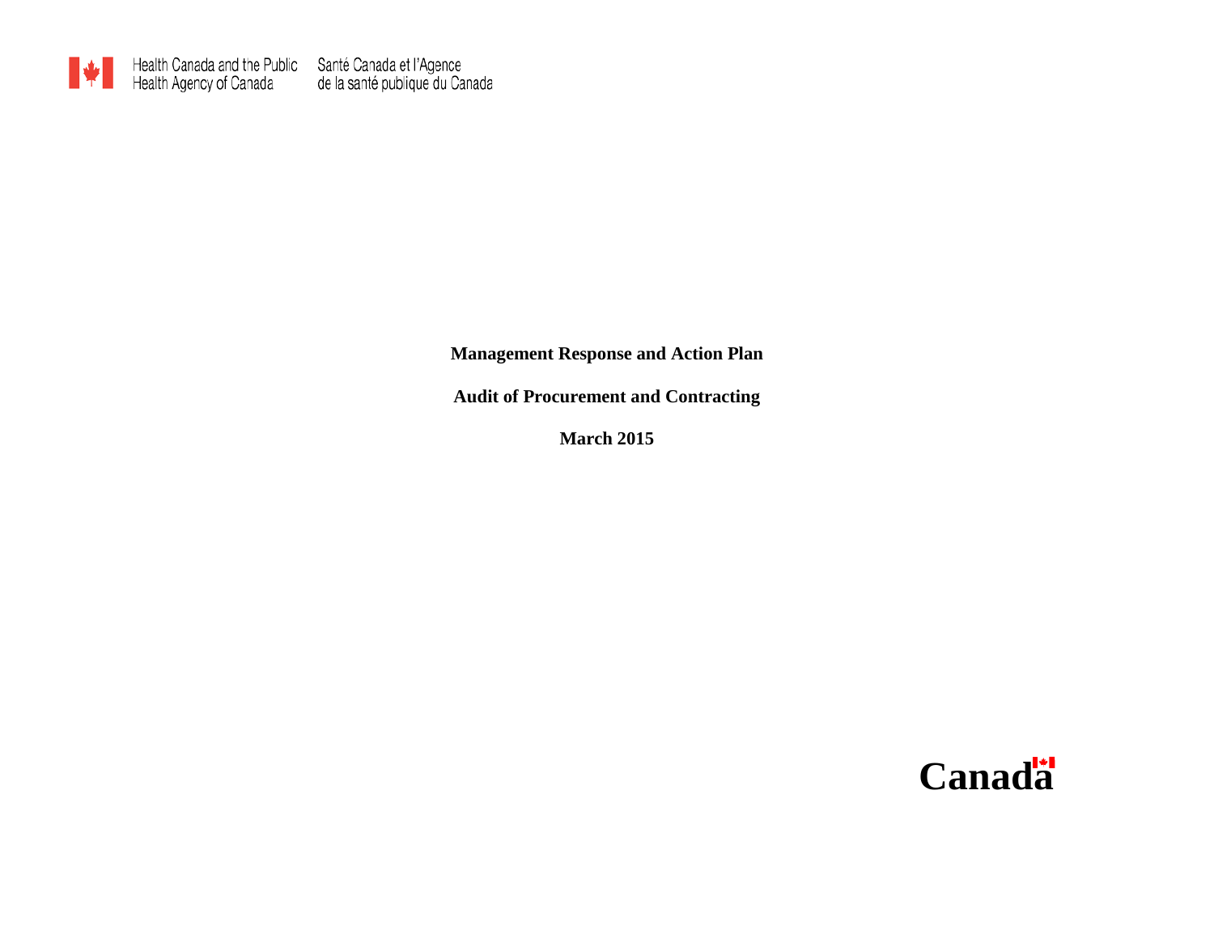Health Canada and the Public Health Agency of Canada    Santé Canada et l'Agence de la santé publique du Canada

# Management Response and Action Plan

## Audit of Procurement and Contracting

**March 2015**

Canada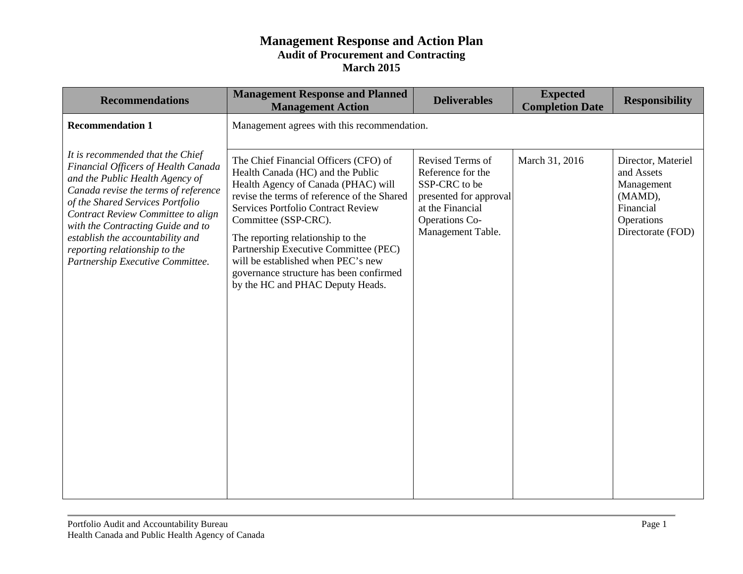# Management Response and Action Plan
## Audit of Procurement and Contracting
## March 2015

| Recommendations | Management Response and Planned Management Action | Deliverables | Expected Completion Date | Responsibility |
|---|---|---|---|---|
| **Recommendation 1** | Management agrees with this recommendation. | | | |
| *It is recommended that the Chief Financial Officers of Health Canada and the Public Health Agency of Canada revise the terms of reference of the Shared Services Portfolio Contract Review Committee to align with the Contracting Guide and to establish the accountability and reporting relationship to the Partnership Executive Committee.* | The Chief Financial Officers (CFO) of Health Canada (HC) and the Public Health Agency of Canada (PHAC) will revise the terms of reference of the Shared Services Portfolio Contract Review Committee (SSP-CRC).<br><br>The reporting relationship to the Partnership Executive Committee (PEC) will be established when PEC's new governance structure has been confirmed by the HC and PHAC Deputy Heads. | Revised Terms of Reference for the SSP-CRC to be presented for approval at the Financial Operations Co-Management Table. | March 31, 2016 | Director, Materiel and Assets Management (MAMD), Financial Operations Directorate (FOD) |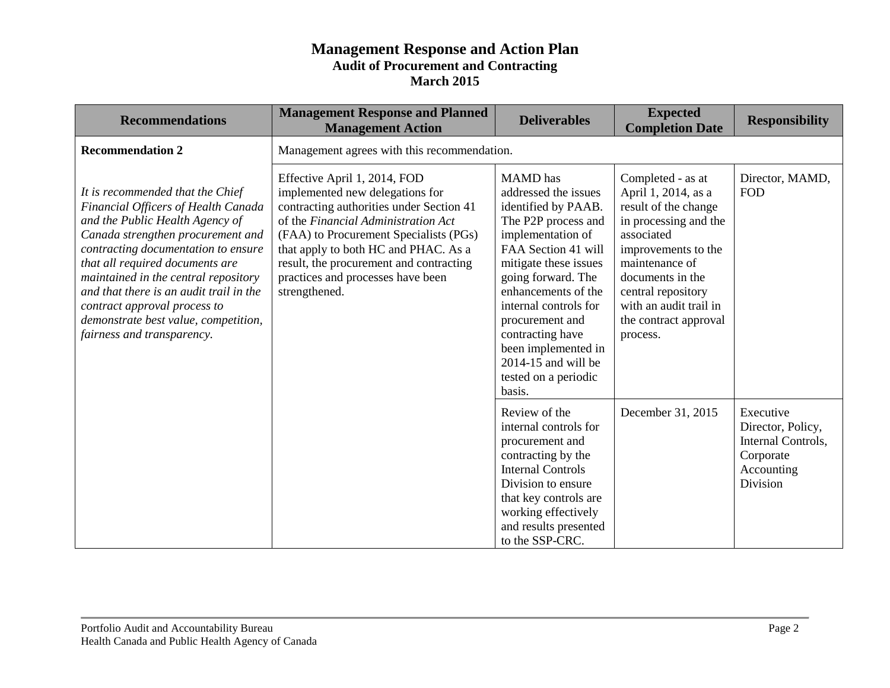# Management Response and Action Plan

## Audit of Procurement and Contracting

## March 2015

| Recommendations | Management Response and Planned Management Action | Deliverables | Expected Completion Date | Responsibility |
|---|---|---|---|---|
| **Recommendation 2** | Management agrees with this recommendation. | | | |
| *It is recommended that the Chief Financial Officers of Health Canada and the Public Health Agency of Canada strengthen procurement and contracting documentation to ensure that all required documents are maintained in the central repository and that there is an audit trail in the contract approval process to demonstrate best value, competition, fairness and transparency.* | Effective April 1, 2014, FOD implemented new delegations for contracting authorities under Section 41 of the *Financial Administration Act* (FAA) to Procurement Specialists (PGs) that apply to both HC and PHAC. As a result, the procurement and contracting practices and processes have been strengthened. | MAMD has addressed the issues identified by PAAB. The P2P process and implementation of FAA Section 41 will mitigate these issues going forward. The enhancements of the internal controls for procurement and contracting have been implemented in 2014-15 and will be tested on a periodic basis. | Completed - as at April 1, 2014, as a result of the change in processing and the associated improvements to the maintenance of documents in the central repository with an audit trail in the contract approval process. | Director, MAMD, FOD |
| | | Review of the internal controls for procurement and contracting by the Internal Controls Division to ensure that key controls are working effectively and results presented to the SSP-CRC. | December 31, 2015 | Executive Director, Policy, Internal Controls, Corporate Accounting Division |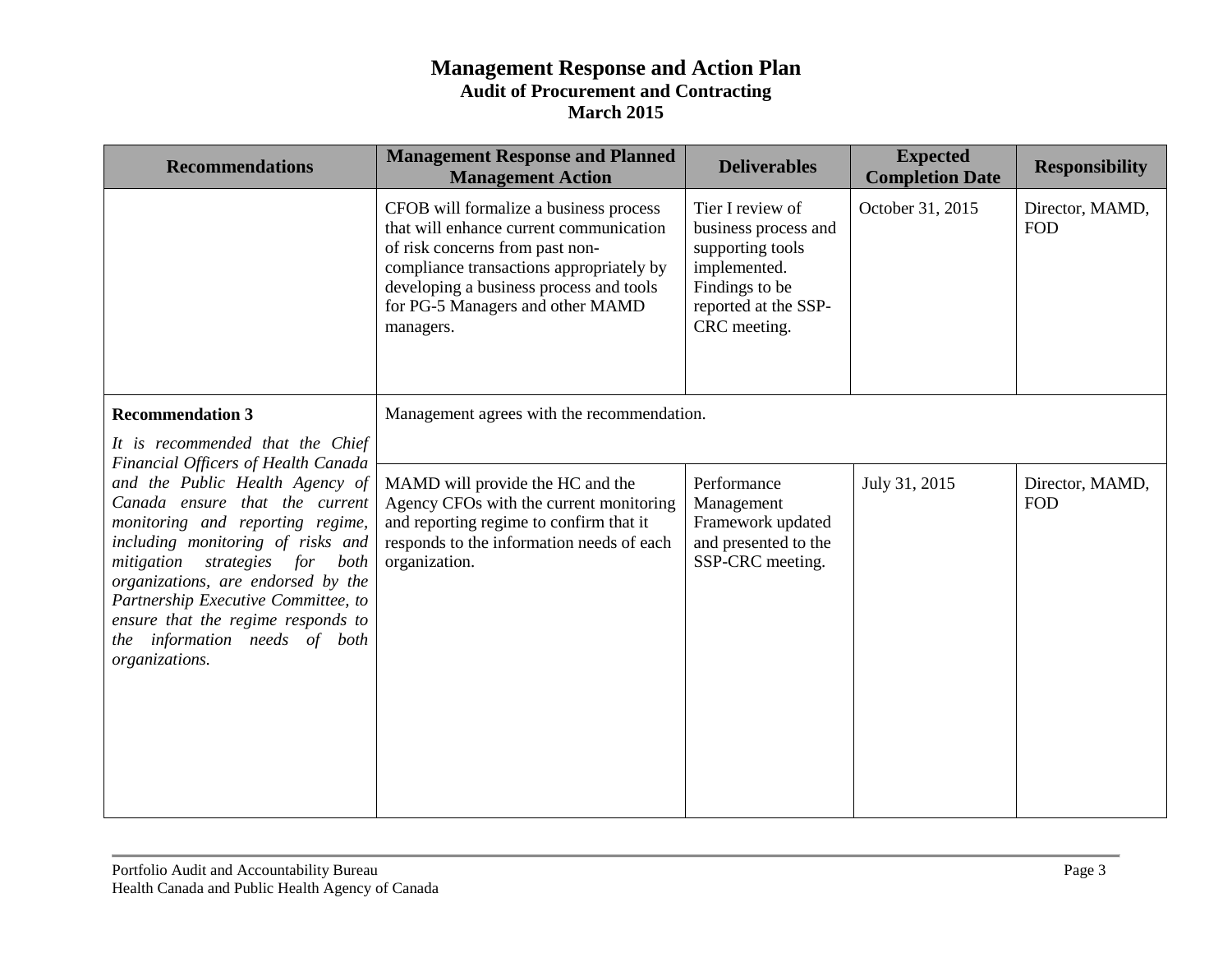# Management Response and Action Plan

## Audit of Procurement and Contracting

## March 2015

| Recommendations | Management Response and Planned Management Action | Deliverables | Expected Completion Date | Responsibility |
|---|---|---|---|---|
| | CFOB will formalize a business process that will enhance current communication of risk concerns from past non-compliance transactions appropriately by developing a business process and tools for PG-5 Managers and other MAMD managers. | Tier I review of business process and supporting tools implemented. Findings to be reported at the SSP-CRC meeting. | October 31, 2015 | Director, MAMD, FOD |
| **Recommendation 3**<br>*It is recommended that the Chief Financial Officers of Health Canada and the Public Health Agency of Canada ensure that the current monitoring and reporting regime, including monitoring of risks and mitigation strategies for both organizations, are endorsed by the Partnership Executive Committee, to ensure that the regime responds to the information needs of both organizations.* | Management agrees with the recommendation.<br><br>MAMD will provide the HC and the Agency CFOs with the current monitoring and reporting regime to confirm that it responds to the information needs of each organization. | Performance Management Framework updated and presented to the SSP-CRC meeting. | July 31, 2015 | Director, MAMD, FOD |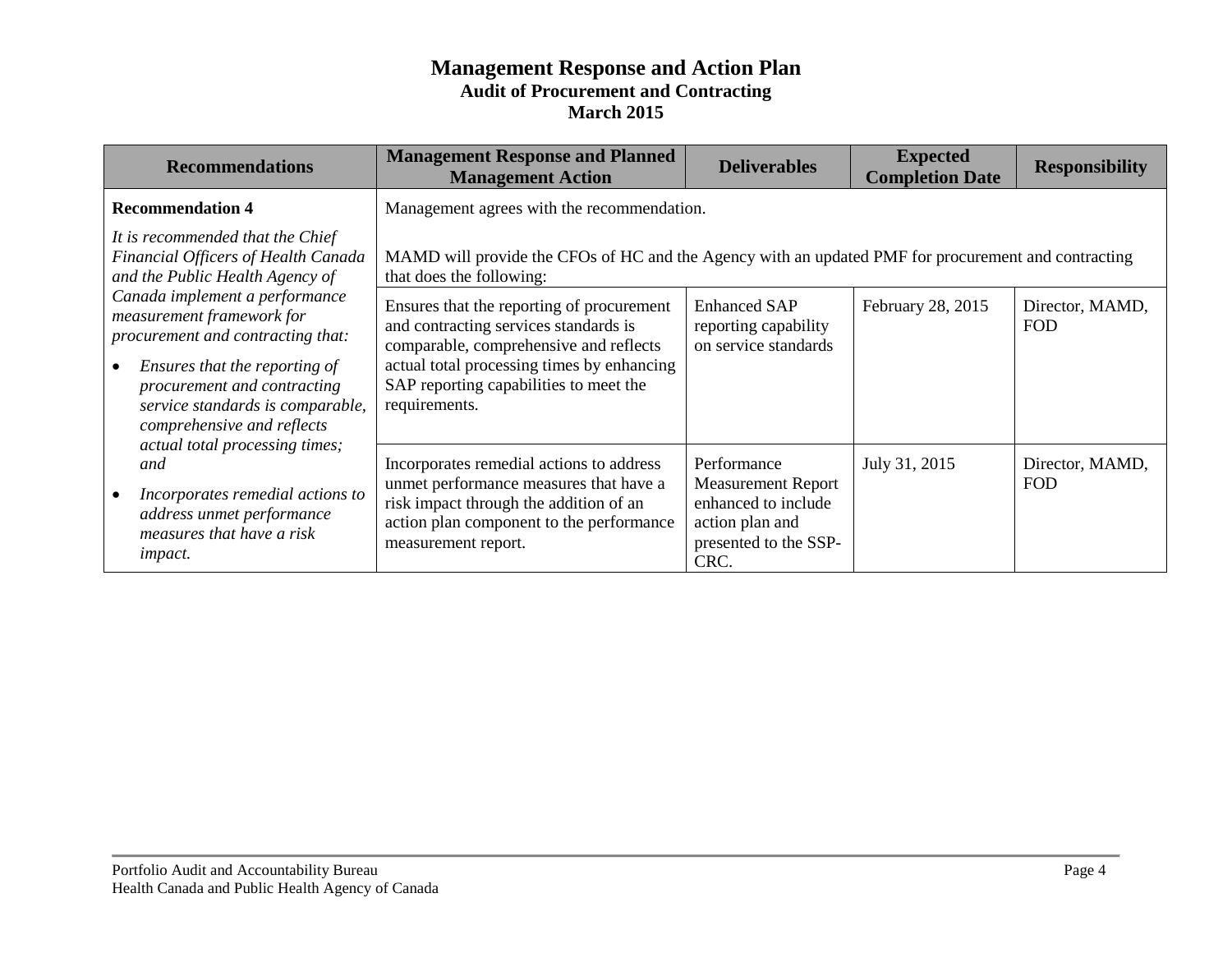# Management Response and Action Plan

## Audit of Procurement and Contracting

## March 2015

| Recommendations | Management Response and Planned Management Action | Deliverables | Expected Completion Date | Responsibility |
|---|---|---|---|---|
| **Recommendation 4**<br><br>*It is recommended that the Chief Financial Officers of Health Canada and the Public Health Agency of Canada implement a performance measurement framework for procurement and contracting that:*<br><br>• *Ensures that the reporting of procurement and contracting service standards is comparable, comprehensive and reflects actual total processing times; and*<br><br>• *Incorporates remedial actions to address unmet performance measures that have a risk impact.* | Management agrees with the recommendation.<br><br>MAMD will provide the CFOs of HC and the Agency with an updated PMF for procurement and contracting that does the following: | | | |
| | Ensures that the reporting of procurement and contracting services standards is comparable, comprehensive and reflects actual total processing times by enhancing SAP reporting capabilities to meet the requirements. | Enhanced SAP reporting capability on service standards | February 28, 2015 | Director, MAMD, FOD |
| | Incorporates remedial actions to address unmet performance measures that have a risk impact through the addition of an action plan component to the performance measurement report. | Performance Measurement Report enhanced to include action plan and presented to the SSP-CRC. | July 31, 2015 | Director, MAMD, FOD |